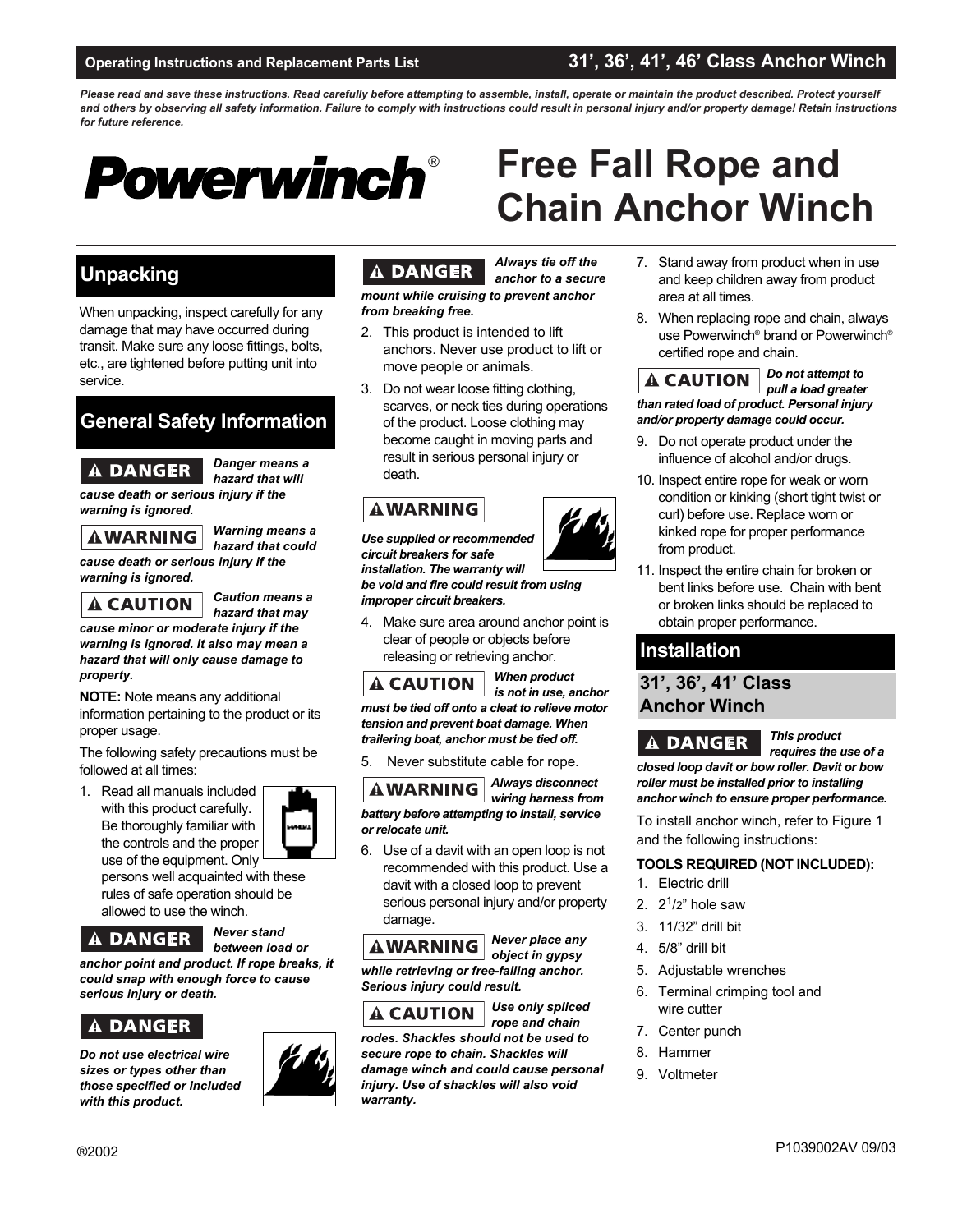**Operating Instructions and Replacement Parts List** — **31', 36', 41', 46' Class Anchor Winch**

*Please read and save these instructions. Read carefully before attempting to assemble, install, operate or maintain the product described. Protect yourself and others by observing all safety information. Failure to comply with instructions could result in personal injury and/or property damage! Retain instructions for future reference.*

**Powerwinch®**

# Free Fall Rope and Chain Anchor Winch

## Unpacking

When unpacking, inspect carefully for any damage that may have occurred during transit. Make sure any loose fittings, bolts, etc., are tightened before putting unit into service.

## General Safety Information

**⚠ DANGER** ***Danger means a hazard that will cause death or serious injury if the warning is ignored.***

**⚠ WARNING** ***Warning means a hazard that could cause death or serious injury if the warning is ignored.***

**⚠ CAUTION** ***Caution means a hazard that may cause minor or moderate injury if the warning is ignored. It also may mean a hazard that will only cause damage to property.***

**NOTE:** Note means any additional information pertaining to the product or its proper usage.

The following safety precautions must be followed at all times:

1. Read all manuals included with this product carefully. Be thoroughly familiar with the controls and the proper use of the equipment. Only persons well acquainted with these rules of safe operation should be allowed to use the winch.

**⚠ DANGER** ***Never stand between load or anchor point and product. If rope breaks, it could snap with enough force to cause serious injury or death.***

**⚠ DANGER**

***Do not use electrical wire sizes or types other than those specified or included with this product.***

**⚠ DANGER** ***Always tie off the anchor to a secure mount while cruising to prevent anchor from breaking free.***

2. This product is intended to lift anchors. Never use product to lift or move people or animals.
3. Do not wear loose fitting clothing, scarves, or neck ties during operations of the product. Loose clothing may become caught in moving parts and result in serious personal injury or death.

**⚠ WARNING**

***Use supplied or recommended circuit breakers for safe installation. The warranty will be void and fire could result from using improper circuit breakers.***

4. Make sure area around anchor point is clear of people or objects before releasing or retrieving anchor.

**⚠ CAUTION** ***When product is not in use, anchor must be tied off onto a cleat to relieve motor tension and prevent boat damage. When trailering boat, anchor must be tied off.***

5. Never substitute cable for rope.

**⚠ WARNING** ***Always disconnect wiring harness from battery before attempting to install, service or relocate unit.***

6. Use of a davit with an open loop is not recommended with this product. Use a davit with a closed loop to prevent serious personal injury and/or property damage.

**⚠ WARNING** ***Never place any object in gypsy while retrieving or free-falling anchor. Serious injury could result.***

**⚠ CAUTION** ***Use only spliced rope and chain rodes. Shackles should not be used to secure rope to chain. Shackles will damage winch and could cause personal injury. Use of shackles will also void warranty.***

7. Stand away from product when in use and keep children away from product area at all times.
8. When replacing rope and chain, always use Powerwinch® brand or Powerwinch® certified rope and chain.

**⚠ CAUTION** ***Do not attempt to pull a load greater than rated load of product. Personal injury and/or property damage could occur.***

9. Do not operate product under the influence of alcohol and/or drugs.
10. Inspect entire rope for weak or worn condition or kinking (short tight twist or curl) before use. Replace worn or kinked rope for proper performance from product.
11. Inspect the entire chain for broken or bent links before use. Chain with bent or broken links should be replaced to obtain proper performance.

## Installation

### 31', 36', 41' Class Anchor Winch

**⚠ DANGER** ***This product requires the use of a closed loop davit or bow roller. Davit or bow roller must be installed prior to installing anchor winch to ensure proper performance.***

To install anchor winch, refer to Figure 1 and the following instructions:

**TOOLS REQUIRED (NOT INCLUDED):**

1. Electric drill
2. 2 1/2" hole saw
3. 11/32" drill bit
4. 5/8" drill bit
5. Adjustable wrenches
6. Terminal crimping tool and wire cutter
7. Center punch
8. Hammer
9. Voltmeter

®2002 P1039002AV 09/03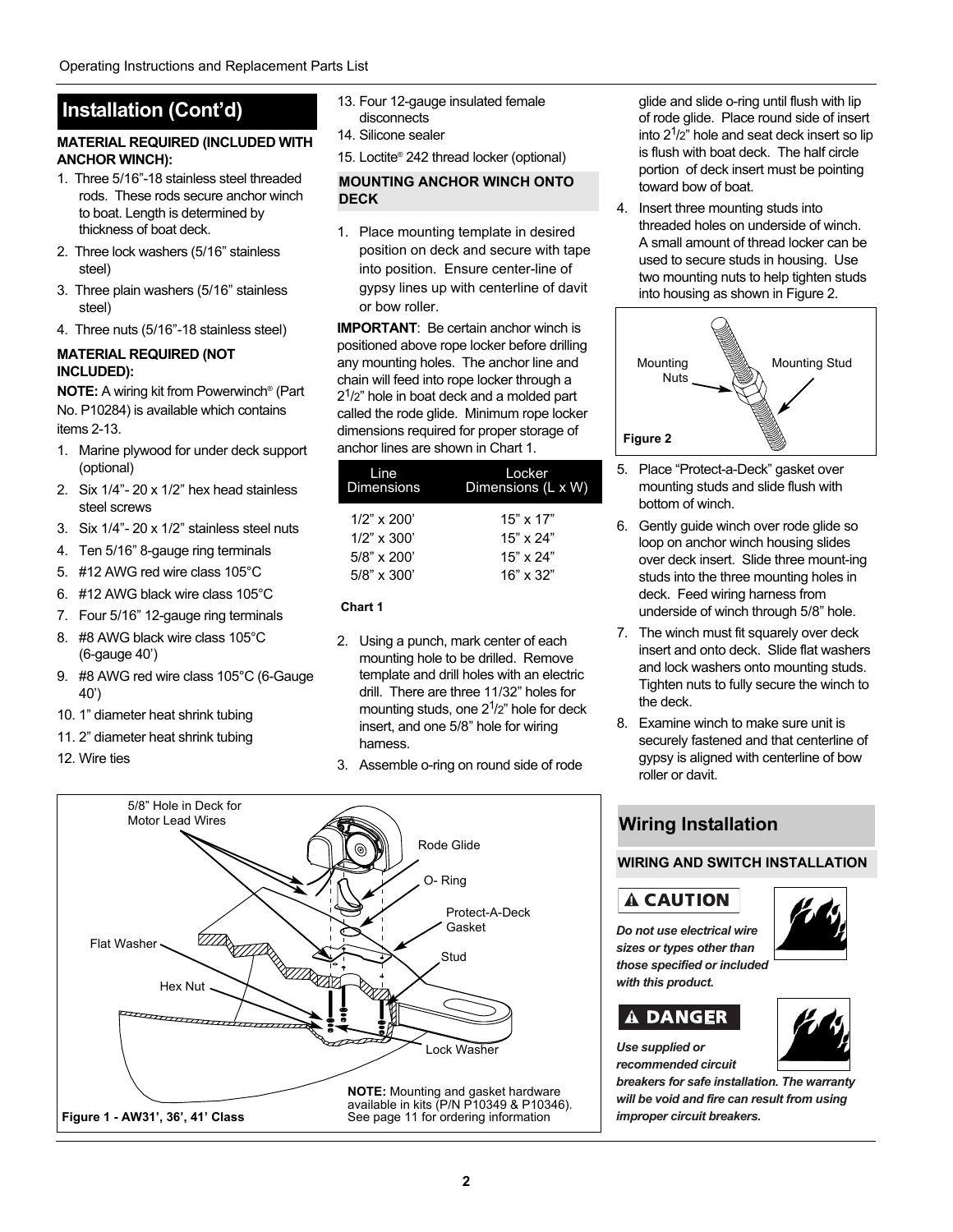## Installation (Cont'd)

**MATERIAL REQUIRED (INCLUDED WITH ANCHOR WINCH):**

1. Three 5/16"-18 stainless steel threaded rods. These rods secure anchor winch to boat. Length is determined by thickness of boat deck.
2. Three lock washers (5/16" stainless steel)
3. Three plain washers (5/16" stainless steel)
4. Three nuts (5/16"-18 stainless steel)

**MATERIAL REQUIRED (NOT INCLUDED):**

**NOTE:** A wiring kit from Powerwinch® (Part No. P10284) is available which contains items 2-13.

1. Marine plywood for under deck support (optional)
2. Six 1/4"- 20 x 1/2" hex head stainless steel screws
3. Six 1/4"- 20 x 1/2" stainless steel nuts
4. Ten 5/16" 8-gauge ring terminals
5. #12 AWG red wire class 105°C
6. #12 AWG black wire class 105°C
7. Four 5/16" 12-gauge ring terminals
8. #8 AWG black wire class 105°C (6-gauge 40')
9. #8 AWG red wire class 105°C (6-Gauge 40')
10. 1" diameter heat shrink tubing
11. 2" diameter heat shrink tubing
12. Wire ties
13. Four 12-gauge insulated female disconnects
14. Silicone sealer
15. Loctite® 242 thread locker (optional)

**MOUNTING ANCHOR WINCH ONTO DECK**

1. Place mounting template in desired position on deck and secure with tape into position. Ensure center-line of gypsy lines up with centerline of davit or bow roller.

**IMPORTANT**: Be certain anchor winch is positioned above rope locker before drilling any mounting holes. The anchor line and chain will feed into rope locker through a 2 1/2" hole in boat deck and a molded part called the rode glide. Minimum rope locker dimensions required for proper storage of anchor lines are shown in Chart 1.

| Line Dimensions | Locker Dimensions (L x W) |
|---|---|
| 1/2" x 200' | 15" x 17" |
| 1/2" x 300' | 15" x 24" |
| 5/8" x 200' | 15" x 24" |
| 5/8" x 300' | 16" x 32" |

**Chart 1**

2. Using a punch, mark center of each mounting hole to be drilled. Remove template and drill holes with an electric drill. There are three 11/32" holes for mounting studs, one 2 1/2" hole for deck insert, and one 5/8" hole for wiring harness.
3. Assemble o-ring on round side of rode glide and slide o-ring until flush with lip of rode glide. Place round side of insert into 2 1/2" hole and seat deck insert so lip is flush with boat deck. The half circle portion of deck insert must be pointing toward bow of boat.
4. Insert three mounting studs into threaded holes on underside of winch. A small amount of thread locker can be used to secure studs in housing. Use two mounting nuts to help tighten studs into housing as shown in Figure 2.

Mounting Nuts · Mounting Stud

**Figure 2**

5. Place "Protect-a-Deck" gasket over mounting studs and slide flush with bottom of winch.
6. Gently guide winch over rode glide so loop on anchor winch housing slides over deck insert. Slide three mount-ing studs into the three mounting holes in deck. Feed wiring harness from underside of winch through 5/8" hole.
7. The winch must fit squarely over deck insert and onto deck. Slide flat washers and lock washers onto mounting studs. Tighten nuts to fully secure the winch to the deck.
8. Examine winch to make sure unit is securely fastened and that centerline of gypsy is aligned with centerline of bow roller or davit.

5/8" Hole in Deck for Motor Lead Wires · Rode Glide · O- Ring · Protect-A-Deck Gasket · Flat Washer · Stud · Hex Nut · Lock Washer

**NOTE:** Mounting and gasket hardware available in kits (P/N P10349 & P10346). See page 11 for ordering information

**Figure 1 - AW31', 36', 41' Class**

## Wiring Installation

**WIRING AND SWITCH INSTALLATION**

**⚠ CAUTION**

***Do not use electrical wire sizes or types other than those specified or included with this product.***

**⚠ DANGER**

***Use supplied or recommended circuit breakers for safe installation. The warranty will be void and fire can result from using improper circuit breakers.***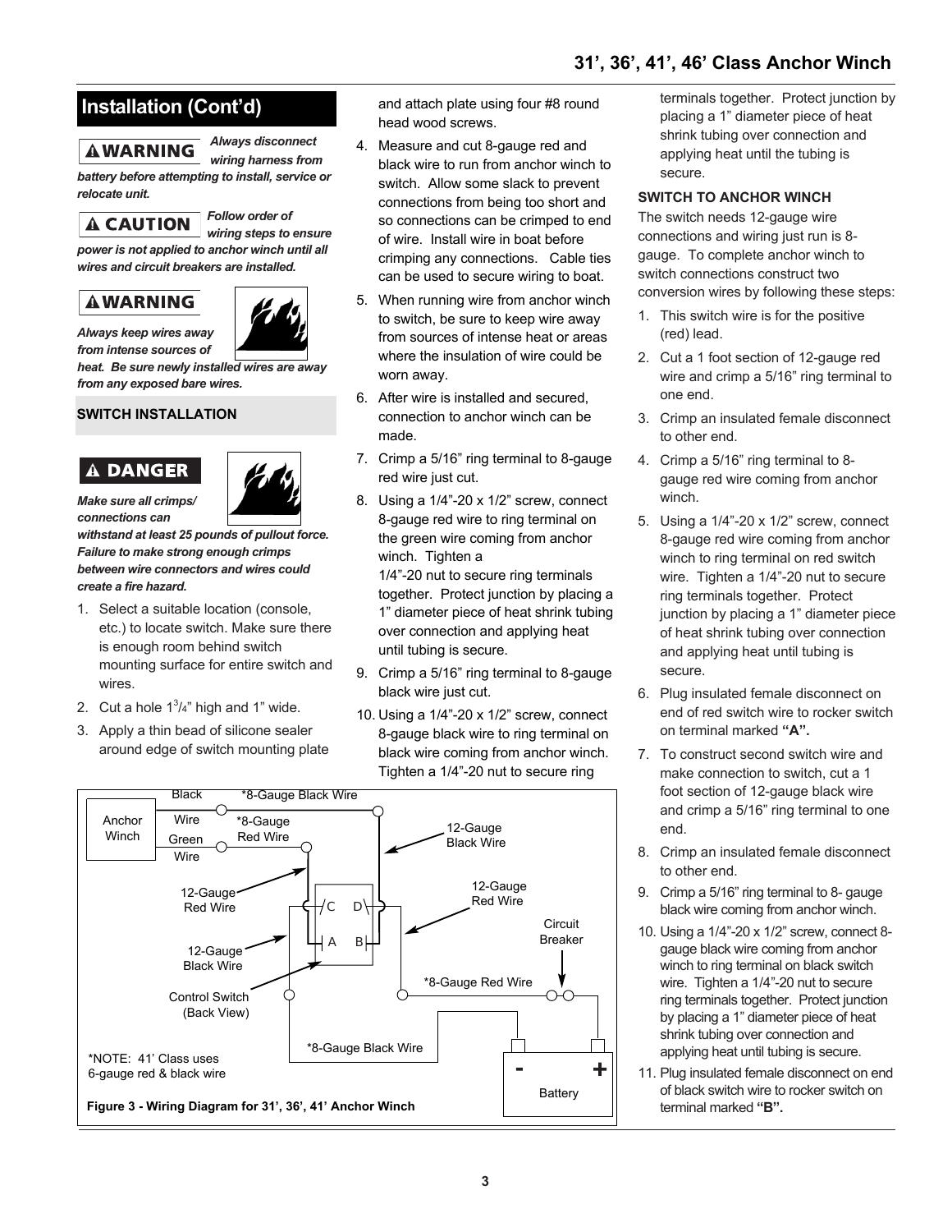## Installation (Cont'd)

**⚠WARNING** ***Always disconnect wiring harness from battery before attempting to install, service or relocate unit.***

**⚠CAUTION** ***Follow order of wiring steps to ensure power is not applied to anchor winch until all wires and circuit breakers are installed.***

**⚠WARNING**

***Always keep wires away from intense sources of heat. Be sure newly installed wires are away from any exposed bare wires.***

### SWITCH INSTALLATION

**⚠DANGER**

***Make sure all crimps/ connections can withstand at least 25 pounds of pullout force. Failure to make strong enough crimps between wire connectors and wires could create a fire hazard.***

1. Select a suitable location (console, etc.) to locate switch. Make sure there is enough room behind switch mounting surface for entire switch and wires.
2. Cut a hole 1 3/4" high and 1" wide.
3. Apply a thin bead of silicone sealer around edge of switch mounting plate and attach plate using four #8 round head wood screws.
4. Measure and cut 8-gauge red and black wire to run from anchor winch to switch. Allow some slack to prevent connections from being too short and so connections can be crimped to end of wire. Install wire in boat before crimping any connections. Cable ties can be used to secure wiring to boat.
5. When running wire from anchor winch to switch, be sure to keep wire away from sources of intense heat or areas where the insulation of wire could be worn away.
6. After wire is installed and secured, connection to anchor winch can be made.
7. Crimp a 5/16" ring terminal to 8-gauge red wire just cut.
8. Using a 1/4"-20 x 1/2" screw, connect 8-gauge red wire to ring terminal on the green wire coming from anchor winch. Tighten a 1/4"-20 nut to secure ring terminals together. Protect junction by placing a 1" diameter piece of heat shrink tubing over connection and applying heat until tubing is secure.
9. Crimp a 5/16" ring terminal to 8-gauge black wire just cut.
10. Using a 1/4"-20 x 1/2" screw, connect 8-gauge black wire to ring terminal on black wire coming from anchor winch. Tighten a 1/4"-20 nut to secure ring terminals together. Protect junction by placing a 1" diameter piece of heat shrink tubing over connection and applying heat until the tubing is secure.

Anchor Winch — Black Wire — Green Wire — *8-Gauge Black Wire — *8-Gauge Red Wire — 12-Gauge Black Wire — 12-Gauge Red Wire — 12-Gauge Red Wire — 12-Gauge Black Wire — C D A B — Circuit Breaker — *8-Gauge Red Wire — Control Switch (Back View) — *8-Gauge Black Wire — Battery — *NOTE: 41' Class uses 6-gauge red & black wire

**Figure 3 - Wiring Diagram for 31', 36', 41' Anchor Winch**

### SWITCH TO ANCHOR WINCH

The switch needs 12-gauge wire connections and wiring just run is 8-gauge. To complete anchor winch to switch connections construct two conversion wires by following these steps:

1. This switch wire is for the positive (red) lead.
2. Cut a 1 foot section of 12-gauge red wire and crimp a 5/16" ring terminal to one end.
3. Crimp an insulated female disconnect to other end.
4. Crimp a 5/16" ring terminal to 8-gauge red wire coming from anchor winch.
5. Using a 1/4"-20 x 1/2" screw, connect 8-gauge red wire coming from anchor winch to ring terminal on red switch wire. Tighten a 1/4"-20 nut to secure ring terminals together. Protect junction by placing a 1" diameter piece of heat shrink tubing over connection and applying heat until tubing is secure.
6. Plug insulated female disconnect on end of red switch wire to rocker switch on terminal marked **"A".**
7. To construct second switch wire and make connection to switch, cut a 1 foot section of 12-gauge black wire and crimp a 5/16" ring terminal to one end.
8. Crimp an insulated female disconnect to other end.
9. Crimp a 5/16" ring terminal to 8- gauge black wire coming from anchor winch.
10. Using a 1/4"-20 x 1/2" screw, connect 8-gauge black wire coming from anchor winch to ring terminal on black switch wire. Tighten a 1/4"-20 nut to secure ring terminals together. Protect junction by placing a 1" diameter piece of heat shrink tubing over connection and applying heat until tubing is secure.
11. Plug insulated female disconnect on end of black switch wire to rocker switch on terminal marked **"B".**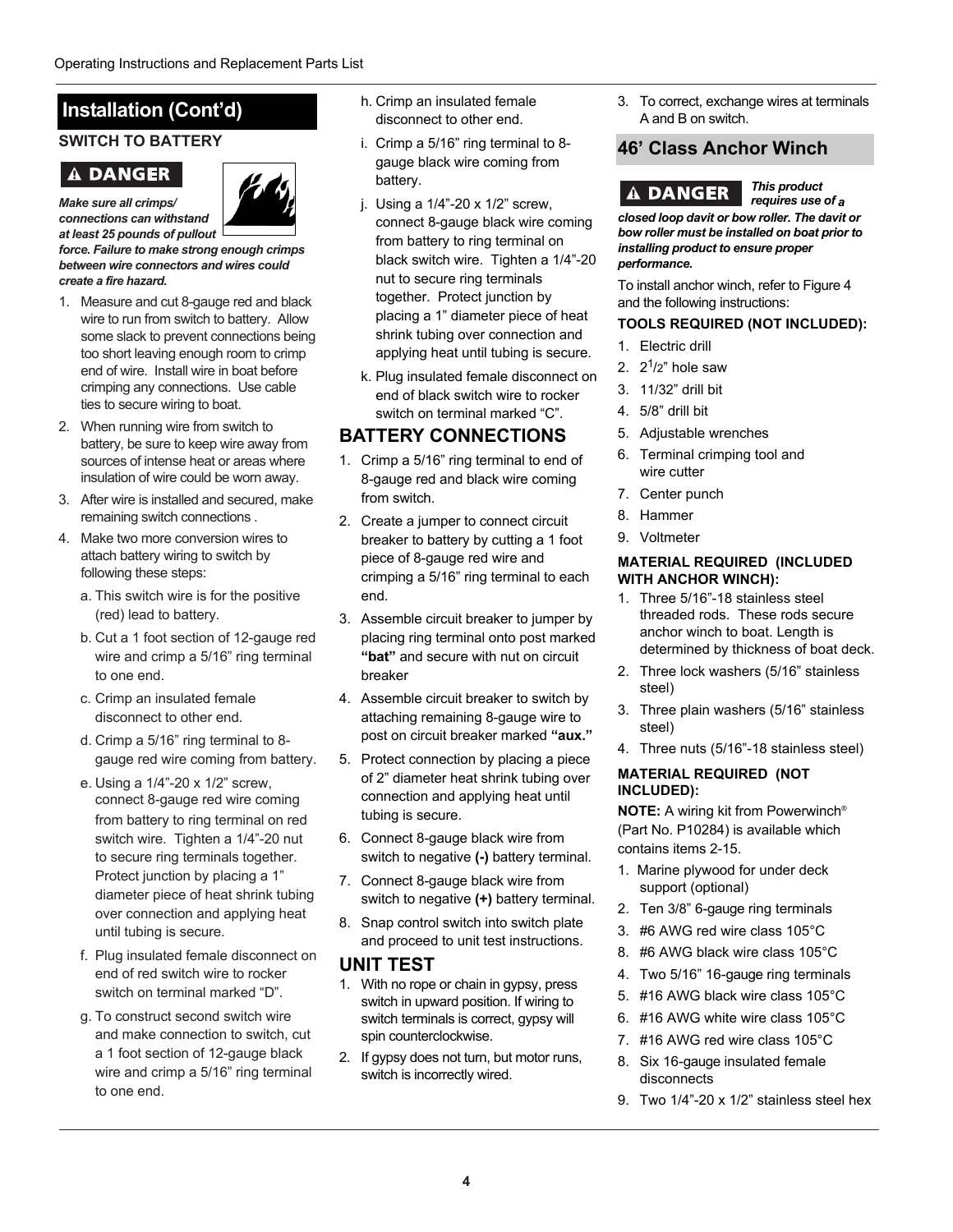## Installation (Cont'd)

### SWITCH TO BATTERY

**⚠ DANGER**

***Make sure all crimps/ connections can withstand at least 25 pounds of pullout force. Failure to make strong enough crimps between wire connectors and wires could create a fire hazard.***

1. Measure and cut 8-gauge red and black wire to run from switch to battery. Allow some slack to prevent connections being too short leaving enough room to crimp end of wire. Install wire in boat before crimping any connections. Use cable ties to secure wiring to boat.
2. When running wire from switch to battery, be sure to keep wire away from sources of intense heat or areas where insulation of wire could be worn away.
3. After wire is installed and secured, make remaining switch connections .
4. Make two more conversion wires to attach battery wiring to switch by following these steps:
   a. This switch wire is for the positive (red) lead to battery.
   b. Cut a 1 foot section of 12-gauge red wire and crimp a 5/16" ring terminal to one end.
   c. Crimp an insulated female disconnect to other end.
   d. Crimp a 5/16" ring terminal to 8-gauge red wire coming from battery.
   e. Using a 1/4"-20 x 1/2" screw, connect 8-gauge red wire coming from battery to ring terminal on red switch wire. Tighten a 1/4"-20 nut to secure ring terminals together. Protect junction by placing a 1" diameter piece of heat shrink tubing over connection and applying heat until tubing is secure.
   f. Plug insulated female disconnect on end of red switch wire to rocker switch on terminal marked "D".
   g. To construct second switch wire and make connection to switch, cut a 1 foot section of 12-gauge black wire and crimp a 5/16" ring terminal to one end.
   h. Crimp an insulated female disconnect to other end.
   i. Crimp a 5/16" ring terminal to 8-gauge black wire coming from battery.
   j. Using a 1/4"-20 x 1/2" screw, connect 8-gauge black wire coming from battery to ring terminal on black switch wire. Tighten a 1/4"-20 nut to secure ring terminals together. Protect junction by placing a 1" diameter piece of heat shrink tubing over connection and applying heat until tubing is secure.
   k. Plug insulated female disconnect on end of black switch wire to rocker switch on terminal marked "C".

### BATTERY CONNECTIONS

1. Crimp a 5/16" ring terminal to end of 8-gauge red and black wire coming from switch.
2. Create a jumper to connect circuit breaker to battery by cutting a 1 foot piece of 8-gauge red wire and crimping a 5/16" ring terminal to each end.
3. Assemble circuit breaker to jumper by placing ring terminal onto post marked **"bat"** and secure with nut on circuit breaker
4. Assemble circuit breaker to switch by attaching remaining 8-gauge wire to post on circuit breaker marked **"aux."**
5. Protect connection by placing a piece of 2" diameter heat shrink tubing over connection and applying heat until tubing is secure.
6. Connect 8-gauge black wire from switch to negative **(-)** battery terminal.
7. Connect 8-gauge black wire from switch to negative **(+)** battery terminal.
8. Snap control switch into switch plate and proceed to unit test instructions.

### UNIT TEST

1. With no rope or chain in gypsy, press switch in upward position. If wiring to switch terminals is correct, gypsy will spin counterclockwise.
2. If gypsy does not turn, but motor runs, switch is incorrectly wired.
3. To correct, exchange wires at terminals A and B on switch.

## 46' Class Anchor Winch

**⚠ DANGER** ***This product requires use of a closed loop davit or bow roller. The davit or bow roller must be installed on boat prior to installing product to ensure proper performance.***

To install anchor winch, refer to Figure 4 and the following instructions:

**TOOLS REQUIRED (NOT INCLUDED):**

1. Electric drill
2. 2 1/2" hole saw
3. 11/32" drill bit
4. 5/8" drill bit
5. Adjustable wrenches
6. Terminal crimping tool and wire cutter
7. Center punch
8. Hammer
9. Voltmeter

**MATERIAL REQUIRED (INCLUDED WITH ANCHOR WINCH):**

1. Three 5/16"-18 stainless steel threaded rods. These rods secure anchor winch to boat. Length is determined by thickness of boat deck.
2. Three lock washers (5/16" stainless steel)
3. Three plain washers (5/16" stainless steel)
4. Three nuts (5/16"-18 stainless steel)

**MATERIAL REQUIRED (NOT INCLUDED):**

**NOTE:** A wiring kit from Powerwinch® (Part No. P10284) is available which contains items 2-15.

1. Marine plywood for under deck support (optional)
2. Ten 3/8" 6-gauge ring terminals
3. #6 AWG red wire class 105°C
8. #6 AWG black wire class 105°C
4. Two 5/16" 16-gauge ring terminals
5. #16 AWG black wire class 105°C
6. #16 AWG white wire class 105°C
7. #16 AWG red wire class 105°C
8. Six 16-gauge insulated female disconnects
9. Two 1/4"-20 x 1/2" stainless steel hex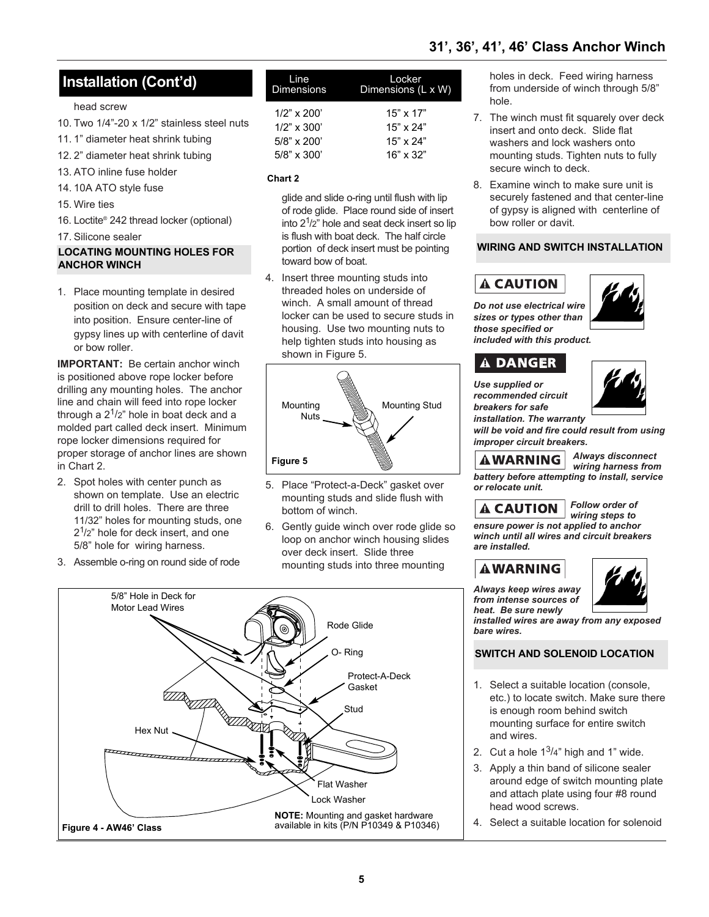## Installation (Cont'd)

head screw

10. Two 1/4"-20 x 1/2" stainless steel nuts
11. 1" diameter heat shrink tubing
12. 2" diameter heat shrink tubing
13. ATO inline fuse holder
14. 10A ATO style fuse
15. Wire ties
16. Loctite® 242 thread locker (optional)
17. Silicone sealer

### LOCATING MOUNTING HOLES FOR ANCHOR WINCH

1. Place mounting template in desired position on deck and secure with tape into position. Ensure center-line of gypsy lines up with centerline of davit or bow roller.

**IMPORTANT:** Be certain anchor winch is positioned above rope locker before drilling any mounting holes. The anchor line and chain will feed into rope locker through a 2 1/2" hole in boat deck and a molded part called deck insert. Minimum rope locker dimensions required for proper storage of anchor lines are shown in Chart 2.

2. Spot holes with center punch as shown on template. Use an electric drill to drill holes. There are three 11/32" holes for mounting studs, one 2 1/2" hole for deck insert, and one 5/8" hole for wiring harness.
3. Assemble o-ring on round side of rode glide and slide o-ring until flush with lip of rode glide. Place round side of insert into 2 1/2" hole and seat deck insert so lip is flush with boat deck. The half circle portion of deck insert must be pointing toward bow of boat.

| Line Dimensions | Locker Dimensions (L x W) |
|---|---|
| 1/2" x 200' | 15" x 17" |
| 1/2" x 300' | 15" x 24" |
| 5/8" x 200' | 15" x 24" |
| 5/8" x 300' | 16" x 32" |

**Chart 2**

4. Insert three mounting studs into threaded holes on underside of winch. A small amount of thread locker can be used to secure studs in housing. Use two mounting nuts to help tighten studs into housing as shown in Figure 5.

Mounting Nuts — Mounting Stud

**Figure 5**

5. Place "Protect-a-Deck" gasket over mounting studs and slide flush with bottom of winch.
6. Gently guide winch over rode glide so loop on anchor winch housing slides over deck insert. Slide three mounting studs into three mounting holes in deck. Feed wiring harness from underside of winch through 5/8" hole.
7. The winch must fit squarely over deck insert and onto deck. Slide flat washers and lock washers onto mounting studs. Tighten nuts to fully secure winch to deck.
8. Examine winch to make sure unit is securely fastened and that center-line of gypsy is aligned with centerline of bow roller or davit.

5/8" Hole in Deck for Motor Lead Wires — Rode Glide — O- Ring — Protect-A-Deck Gasket — Stud — Hex Nut — Flat Washer — Lock Washer

**NOTE:** Mounting and gasket hardware available in kits (P/N P10349 & P10346)

**Figure 4 - AW46' Class**

### WIRING AND SWITCH INSTALLATION

**⚠ CAUTION**

***Do not use electrical wire sizes or types other than those specified or included with this product.***

**⚠ DANGER**

***Use supplied or recommended circuit breakers for safe installation. The warranty will be void and fire could result from using improper circuit breakers.***

**⚠ WARNING**

***Always disconnect wiring harness from battery before attempting to install, service or relocate unit.***

**⚠ CAUTION**

***Follow order of wiring steps to ensure power is not applied to anchor winch until all wires and circuit breakers are installed.***

**⚠ WARNING**

***Always keep wires away from intense sources of heat. Be sure newly installed wires are away from any exposed bare wires.***

### SWITCH AND SOLENOID LOCATION

1. Select a suitable location (console, etc.) to locate switch. Make sure there is enough room behind switch mounting surface for entire switch and wires.
2. Cut a hole 1 3/4" high and 1" wide.
3. Apply a thin band of silicone sealer around edge of switch mounting plate and attach plate using four #8 round head wood screws.
4. Select a suitable location for solenoid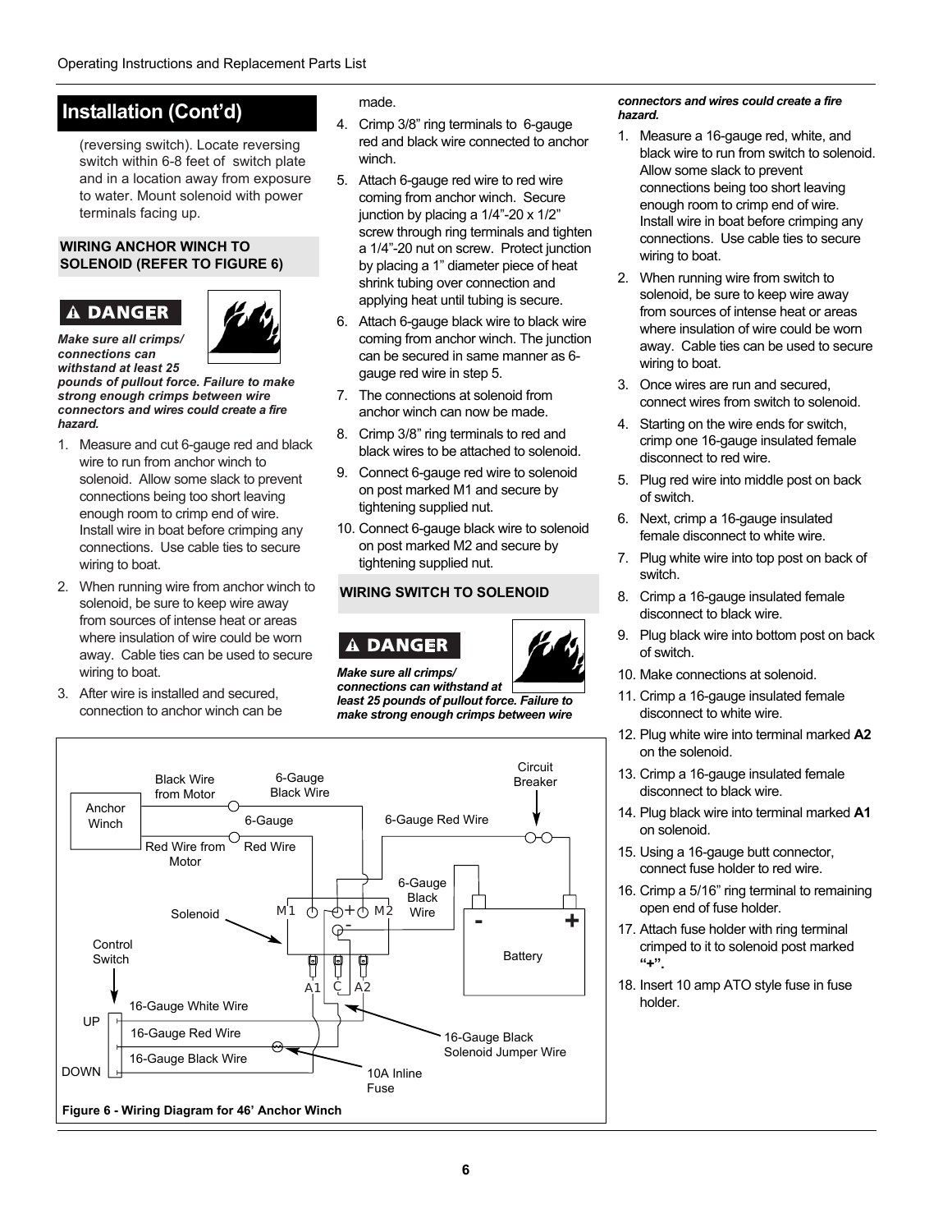## Installation (Cont'd)

(reversing switch). Locate reversing switch within 6-8 feet of switch plate and in a location away from exposure to water. Mount solenoid with power terminals facing up.

### WIRING ANCHOR WINCH TO SOLENOID (REFER TO FIGURE 6)

**⚠ DANGER**

***Make sure all crimps/ connections can withstand at least 25 pounds of pullout force. Failure to make strong enough crimps between wire connectors and wires could create a fire hazard.***

1. Measure and cut 6-gauge red and black wire to run from anchor winch to solenoid. Allow some slack to prevent connections being too short leaving enough room to crimp end of wire. Install wire in boat before crimping any connections. Use cable ties to secure wiring to boat.
2. When running wire from anchor winch to solenoid, be sure to keep wire away from sources of intense heat or areas where insulation of wire could be worn away. Cable ties can be used to secure wiring to boat.
3. After wire is installed and secured, connection to anchor winch can be made.
4. Crimp 3/8" ring terminals to 6-gauge red and black wire connected to anchor winch.
5. Attach 6-gauge red wire to red wire coming from anchor winch. Secure junction by placing a 1/4"-20 x 1/2" screw through ring terminals and tighten a 1/4"-20 nut on screw. Protect junction by placing a 1" diameter piece of heat shrink tubing over connection and applying heat until tubing is secure.
6. Attach 6-gauge black wire to black wire coming from anchor winch. The junction can be secured in same manner as 6-gauge red wire in step 5.
7. The connections at solenoid from anchor winch can now be made.
8. Crimp 3/8" ring terminals to red and black wires to be attached to solenoid.
9. Connect 6-gauge red wire to solenoid on post marked M1 and secure by tightening supplied nut.
10. Connect 6-gauge black wire to solenoid on post marked M2 and secure by tightening supplied nut.

### WIRING SWITCH TO SOLENOID

**⚠ DANGER**

***Make sure all crimps/ connections can withstand at least 25 pounds of pullout force. Failure to make strong enough crimps between wire connectors and wires could create a fire hazard.***

1. Measure a 16-gauge red, white, and black wire to run from switch to solenoid. Allow some slack to prevent connections being too short leaving enough room to crimp end of wire. Install wire in boat before crimping any connections. Use cable ties to secure wiring to boat.
2. When running wire from switch to solenoid, be sure to keep wire away from sources of intense heat or areas where insulation of wire could be worn away. Cable ties can be used to secure wiring to boat.
3. Once wires are run and secured, connect wires from switch to solenoid.
4. Starting on the wire ends for switch, crimp one 16-gauge insulated female disconnect to red wire.
5. Plug red wire into middle post on back of switch.
6. Next, crimp a 16-gauge insulated female disconnect to white wire.
7. Plug white wire into top post on back of switch.
8. Crimp a 16-gauge insulated female disconnect to black wire.
9. Plug black wire into bottom post on back of switch.
10. Make connections at solenoid.
11. Crimp a 16-gauge insulated female disconnect to white wire.
12. Plug white wire into terminal marked **A2** on the solenoid.
13. Crimp a 16-gauge insulated female disconnect to black wire.
14. Plug black wire into terminal marked **A1** on solenoid.
15. Using a 16-gauge butt connector, connect fuse holder to red wire.
16. Crimp a 5/16" ring terminal to remaining open end of fuse holder.
17. Attach fuse holder with ring terminal crimped to it to solenoid post marked **"+"**.
18. Insert 10 amp ATO style fuse in fuse holder.

Anchor Winch | Black Wire from Motor | 6-Gauge Black Wire | 6-Gauge Red Wire | Red Wire from Motor | Circuit Breaker | 6-Gauge Red Wire | 6-Gauge Black Wire | Solenoid | M1 | + | - | M2 | Battery | Control Switch | A1 | C | A2 | UP | DOWN | 16-Gauge White Wire | 16-Gauge Red Wire | 16-Gauge Black Wire | 16-Gauge Black Solenoid Jumper Wire | 10A Inline Fuse

**Figure 6 - Wiring Diagram for 46' Anchor Winch**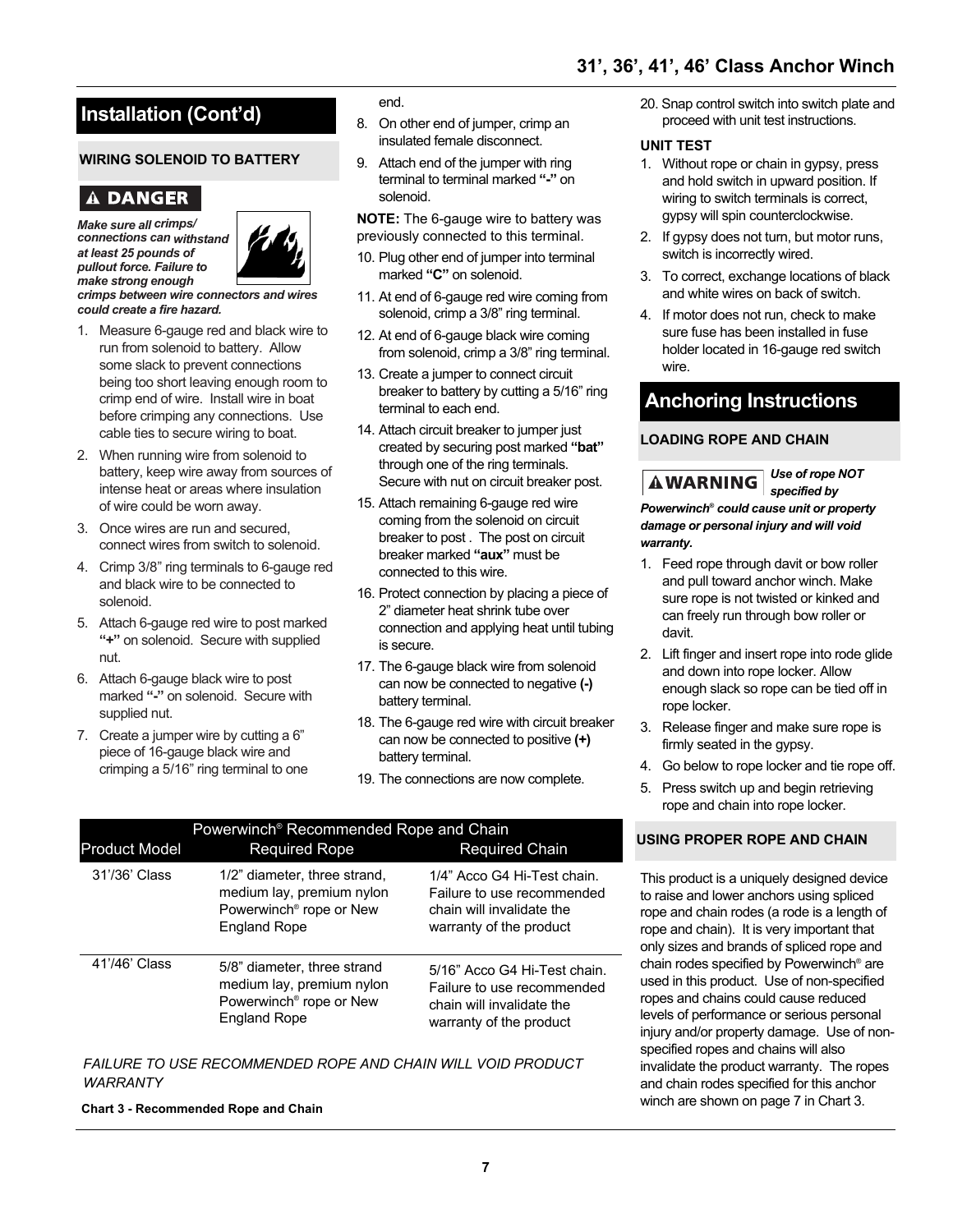## Installation (Cont'd)

### WIRING SOLENOID TO BATTERY

**⚠ DANGER**

***Make sure all crimps/connections can withstand at least 25 pounds of pullout force. Failure to make strong enough crimps between wire connectors and wires could create a fire hazard.***

1. Measure 6-gauge red and black wire to run from solenoid to battery. Allow some slack to prevent connections being too short leaving enough room to crimp end of wire. Install wire in boat before crimping any connections. Use cable ties to secure wiring to boat.
2. When running wire from solenoid to battery, keep wire away from sources of intense heat or areas where insulation of wire could be worn away.
3. Once wires are run and secured, connect wires from switch to solenoid.
4. Crimp 3/8" ring terminals to 6-gauge red and black wire to be connected to solenoid.
5. Attach 6-gauge red wire to post marked **"+"** on solenoid. Secure with supplied nut.
6. Attach 6-gauge black wire to post marked **"-"** on solenoid. Secure with supplied nut.
7. Create a jumper wire by cutting a 6" piece of 16-gauge black wire and crimping a 5/16" ring terminal to one end.
8. On other end of jumper, crimp an insulated female disconnect.
9. Attach end of the jumper with ring terminal to terminal marked **"-"** on solenoid.

**NOTE:** The 6-gauge wire to battery was previously connected to this terminal.

10. Plug other end of jumper into terminal marked **"C"** on solenoid.
11. At end of 6-gauge red wire coming from solenoid, crimp a 3/8" ring terminal.
12. At end of 6-gauge black wire coming from solenoid, crimp a 3/8" ring terminal.
13. Create a jumper to connect circuit breaker to battery by cutting a 5/16" ring terminal to each end.
14. Attach circuit breaker to jumper just created by securing post marked **"bat"** through one of the ring terminals. Secure with nut on circuit breaker post.
15. Attach remaining 6-gauge red wire coming from the solenoid on circuit breaker to post . The post on circuit breaker marked **"aux"** must be connected to this wire.
16. Protect connection by placing a piece of 2" diameter heat shrink tube over connection and applying heat until tubing is secure.
17. The 6-gauge black wire from solenoid can now be connected to negative **(-)** battery terminal.
18. The 6-gauge red wire with circuit breaker can now be connected to positive **(+)** battery terminal.
19. The connections are now complete.
20. Snap control switch into switch plate and proceed with unit test instructions.

### UNIT TEST

1. Without rope or chain in gypsy, press and hold switch in upward position. If wiring to switch terminals is correct, gypsy will spin counterclockwise.
2. If gypsy does not turn, but motor runs, switch is incorrectly wired.
3. To correct, exchange locations of black and white wires on back of switch.
4. If motor does not run, check to make sure fuse has been installed in fuse holder located in 16-gauge red switch wire.

## Anchoring Instructions

### LOADING ROPE AND CHAIN

**⚠WARNING** ***Use of rope NOT specified by Powerwinch® could cause unit or property damage or personal injury and will void warranty.***

1. Feed rope through davit or bow roller and pull toward anchor winch. Make sure rope is not twisted or kinked and can freely run through bow roller or davit.
2. Lift finger and insert rope into rode glide and down into rope locker. Allow enough slack so rope can be tied off in rope locker.
3. Release finger and make sure rope is firmly seated in the gypsy.
4. Go below to rope locker and tie rope off.
5. Press switch up and begin retrieving rope and chain into rope locker.

| Powerwinch® Recommended Rope and Chain | | |
|---|---|---|
| **Product Model** | **Required Rope** | **Required Chain** |
| 31'/36' Class | 1/2" diameter, three strand, medium lay, premium nylon Powerwinch® rope or New England Rope | 1/4" Acco G4 Hi-Test chain. Failure to use recommended chain will invalidate the warranty of the product |
| 41'/46' Class | 5/8" diameter, three strand medium lay, premium nylon Powerwinch® rope or New England Rope | 5/16" Acco G4 Hi-Test chain. Failure to use recommended chain will invalidate the warranty of the product |

*FAILURE TO USE RECOMMENDED ROPE AND CHAIN WILL VOID PRODUCT WARRANTY*

**Chart 3 - Recommended Rope and Chain**

### USING PROPER ROPE AND CHAIN

This product is a uniquely designed device to raise and lower anchors using spliced rope and chain rodes (a rode is a length of rope and chain). It is very important that only sizes and brands of spliced rope and chain rodes specified by Powerwinch® are used in this product. Use of non-specified ropes and chains could cause reduced levels of performance or serious personal injury and/or property damage. Use of non-specified ropes and chains will also invalidate the product warranty. The ropes and chain rodes specified for this anchor winch are shown on page 7 in Chart 3.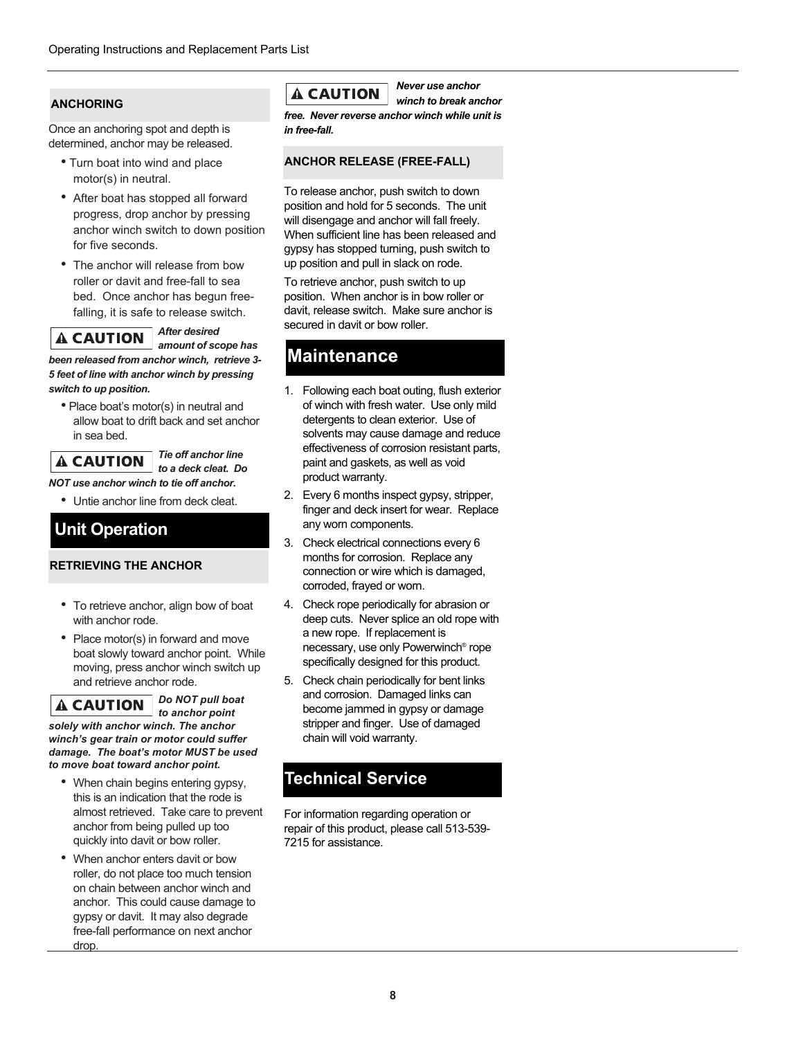## ANCHORING

Once an anchoring spot and depth is determined, anchor may be released.

- Turn boat into wind and place motor(s) in neutral.
- After boat has stopped all forward progress, drop anchor by pressing anchor winch switch to down position for five seconds.
- The anchor will release from bow roller or davit and free-fall to sea bed. Once anchor has begun free-falling, it is safe to release switch.

**⚠ CAUTION** ***After desired amount of scope has been released from anchor winch, retrieve 3-5 feet of line with anchor winch by pressing switch to up position.***

- Place boat's motor(s) in neutral and allow boat to drift back and set anchor in sea bed.

**⚠ CAUTION** ***Tie off anchor line to a deck cleat. Do NOT use anchor winch to tie off anchor.***

- Untie anchor line from deck cleat.

# Unit Operation

## RETRIEVING THE ANCHOR

- To retrieve anchor, align bow of boat with anchor rode.
- Place motor(s) in forward and move boat slowly toward anchor point. While moving, press anchor winch switch up and retrieve anchor rode.

**⚠ CAUTION** ***Do NOT pull boat to anchor point solely with anchor winch. The anchor winch's gear train or motor could suffer damage. The boat's motor MUST be used to move boat toward anchor point.***

- When chain begins entering gypsy, this is an indication that the rode is almost retrieved. Take care to prevent anchor from being pulled up too quickly into davit or bow roller.
- When anchor enters davit or bow roller, do not place too much tension on chain between anchor winch and anchor. This could cause damage to gypsy or davit. It may also degrade free-fall performance on next anchor drop.

**⚠ CAUTION** ***Never use anchor winch to break anchor free. Never reverse anchor winch while unit is in free-fall.***

## ANCHOR RELEASE (FREE-FALL)

To release anchor, push switch to down position and hold for 5 seconds. The unit will disengage and anchor will fall freely. When sufficient line has been released and gypsy has stopped turning, push switch to up position and pull in slack on rode.

To retrieve anchor, push switch to up position. When anchor is in bow roller or davit, release switch. Make sure anchor is secured in davit or bow roller.

# Maintenance

1. Following each boat outing, flush exterior of winch with fresh water. Use only mild detergents to clean exterior. Use of solvents may cause damage and reduce effectiveness of corrosion resistant parts, paint and gaskets, as well as void product warranty.
2. Every 6 months inspect gypsy, stripper, finger and deck insert for wear. Replace any worn components.
3. Check electrical connections every 6 months for corrosion. Replace any connection or wire which is damaged, corroded, frayed or worn.
4. Check rope periodically for abrasion or deep cuts. Never splice an old rope with a new rope. If replacement is necessary, use only Powerwinch® rope specifically designed for this product.
5. Check chain periodically for bent links and corrosion. Damaged links can become jammed in gypsy or damage stripper and finger. Use of damaged chain will void warranty.

# Technical Service

For information regarding operation or repair of this product, please call 513-539-7215 for assistance.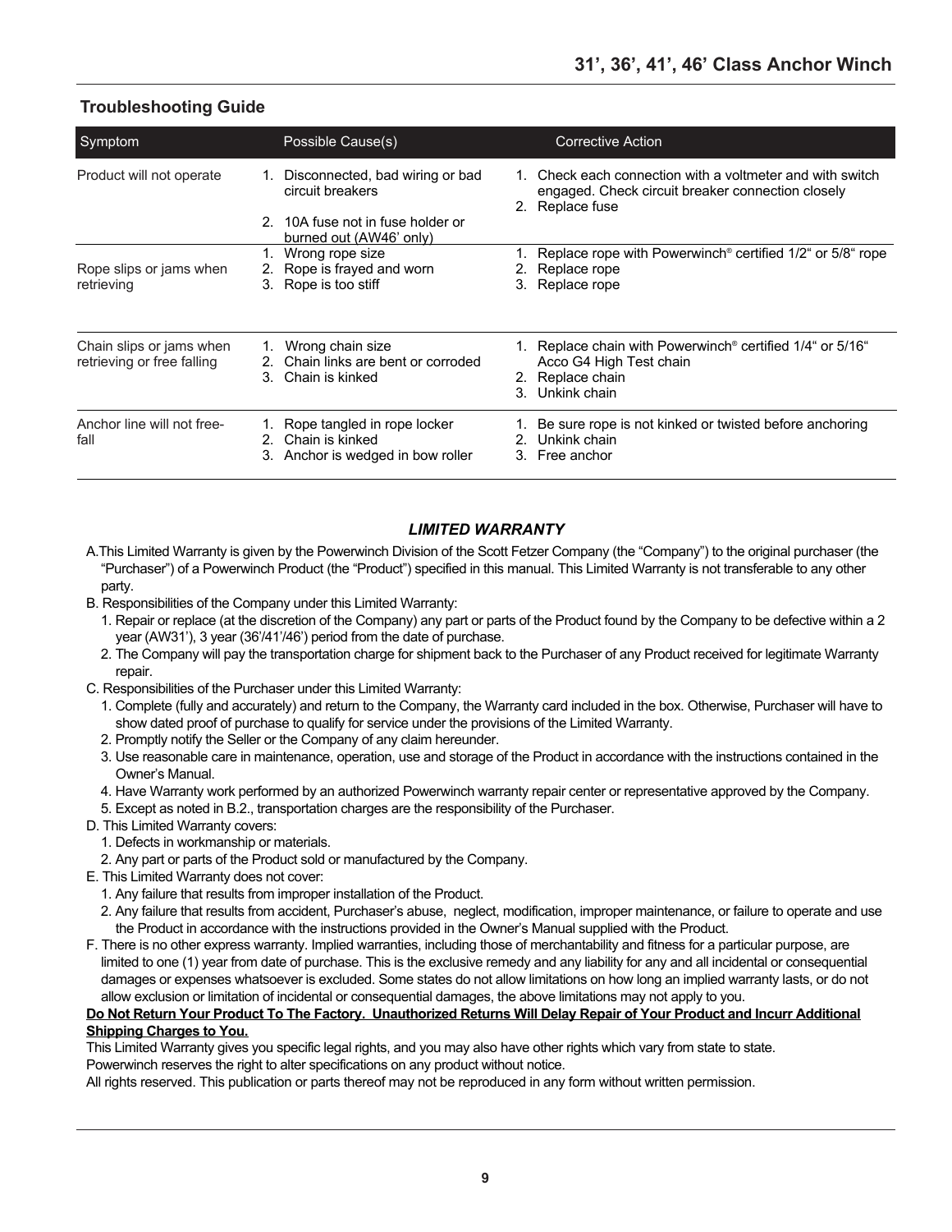## Troubleshooting Guide

| Symptom | Possible Cause(s) | Corrective Action |
|---|---|---|
| Product will not operate | 1. Disconnected, bad wiring or bad circuit breakers<br>2. 10A fuse not in fuse holder or burned out (AW46' only) | 1. Check each connection with a voltmeter and with switch engaged. Check circuit breaker connection closely<br>2. Replace fuse |
| Rope slips or jams when retrieving | 1. Wrong rope size<br>2. Rope is frayed and worn<br>3. Rope is too stiff | 1. Replace rope with Powerwinch® certified 1/2" or 5/8" rope<br>2. Replace rope<br>3. Replace rope |
| Chain slips or jams when retrieving or free falling | 1. Wrong chain size<br>2. Chain links are bent or corroded<br>3. Chain is kinked | 1. Replace chain with Powerwinch® certified 1/4" or 5/16" Acco G4 High Test chain<br>2. Replace chain<br>3. Unkink chain |
| Anchor line will not free-fall | 1. Rope tangled in rope locker<br>2. Chain is kinked<br>3. Anchor is wedged in bow roller | 1. Be sure rope is not kinked or twisted before anchoring<br>2. Unkink chain<br>3. Free anchor |

### *LIMITED WARRANTY*

A. This Limited Warranty is given by the Powerwinch Division of the Scott Fetzer Company (the "Company") to the original purchaser (the "Purchaser") of a Powerwinch Product (the "Product") specified in this manual. This Limited Warranty is not transferable to any other party.

B. Responsibilities of the Company under this Limited Warranty:
   1. Repair or replace (at the discretion of the Company) any part or parts of the Product found by the Company to be defective within a 2 year (AW31'), 3 year (36'/41'/46') period from the date of purchase.
   2. The Company will pay the transportation charge for shipment back to the Purchaser of any Product received for legitimate Warranty repair.

C. Responsibilities of the Purchaser under this Limited Warranty:
   1. Complete (fully and accurately) and return to the Company, the Warranty card included in the box. Otherwise, Purchaser will have to show dated proof of purchase to qualify for service under the provisions of the Limited Warranty.
   2. Promptly notify the Seller or the Company of any claim hereunder.
   3. Use reasonable care in maintenance, operation, use and storage of the Product in accordance with the instructions contained in the Owner's Manual.
   4. Have Warranty work performed by an authorized Powerwinch warranty repair center or representative approved by the Company.
   5. Except as noted in B.2., transportation charges are the responsibility of the Purchaser.

D. This Limited Warranty covers:
   1. Defects in workmanship or materials.
   2. Any part or parts of the Product sold or manufactured by the Company.

E. This Limited Warranty does not cover:
   1. Any failure that results from improper installation of the Product.
   2. Any failure that results from accident, Purchaser's abuse, neglect, modification, improper maintenance, or failure to operate and use the Product in accordance with the instructions provided in the Owner's Manual supplied with the Product.

F. There is no other express warranty. Implied warranties, including those of merchantability and fitness for a particular purpose, are limited to one (1) year from date of purchase. This is the exclusive remedy and any liability for any and all incidental or consequential damages or expenses whatsoever is excluded. Some states do not allow limitations on how long an implied warranty lasts, or do not allow exclusion or limitation of incidental or consequential damages, the above limitations may not apply to you.

**Do Not Return Your Product To The Factory. Unauthorized Returns Will Delay Repair of Your Product and Incurr Additional Shipping Charges to You.**

This Limited Warranty gives you specific legal rights, and you may also have other rights which vary from state to state.

Powerwinch reserves the right to alter specifications on any product without notice.

All rights reserved. This publication or parts thereof may not be reproduced in any form without written permission.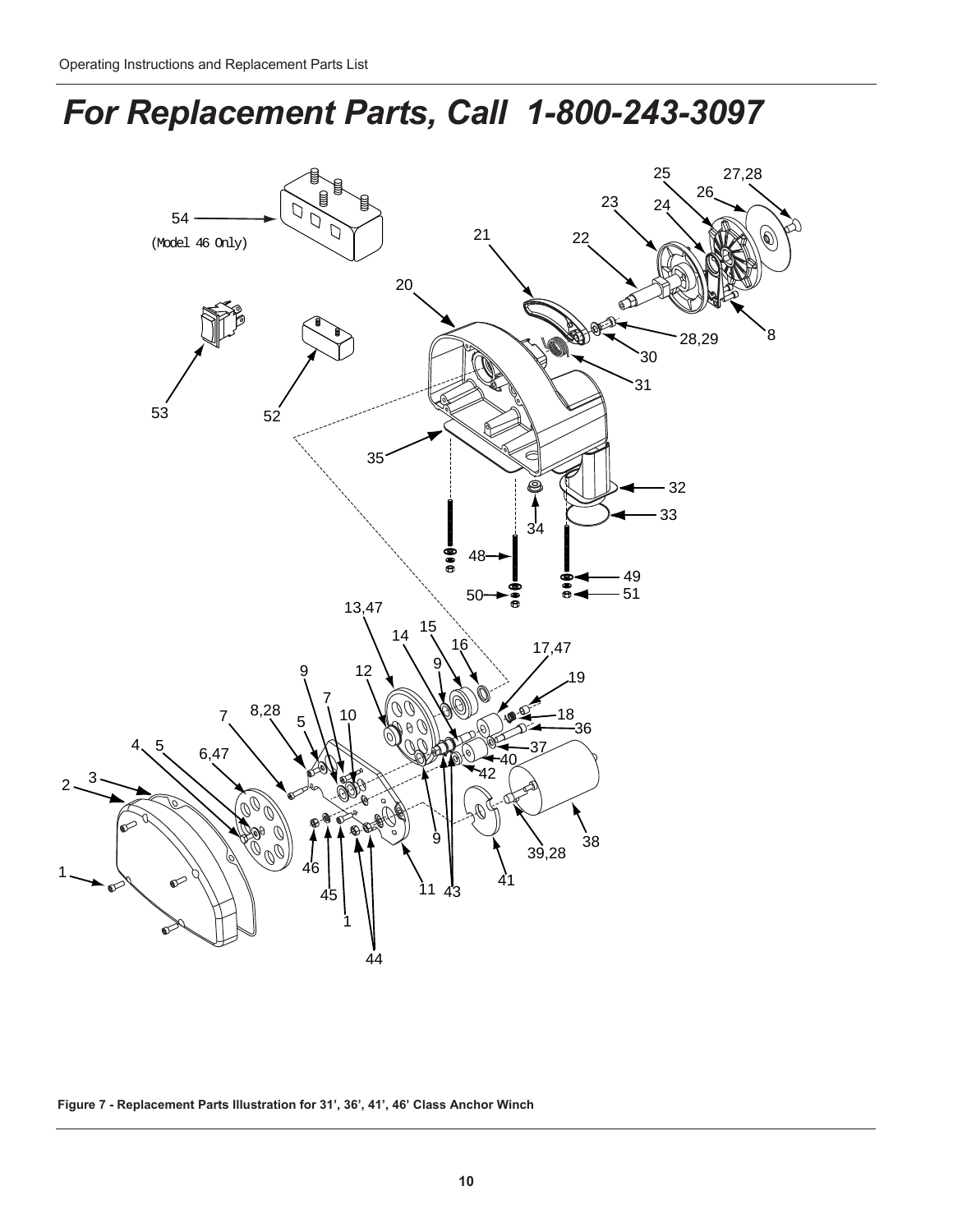# *For Replacement Parts, Call 1-800-243-3097*

**Figure 7 - Replacement Parts Illustration for 31', 36', 41', 46' Class Anchor Winch**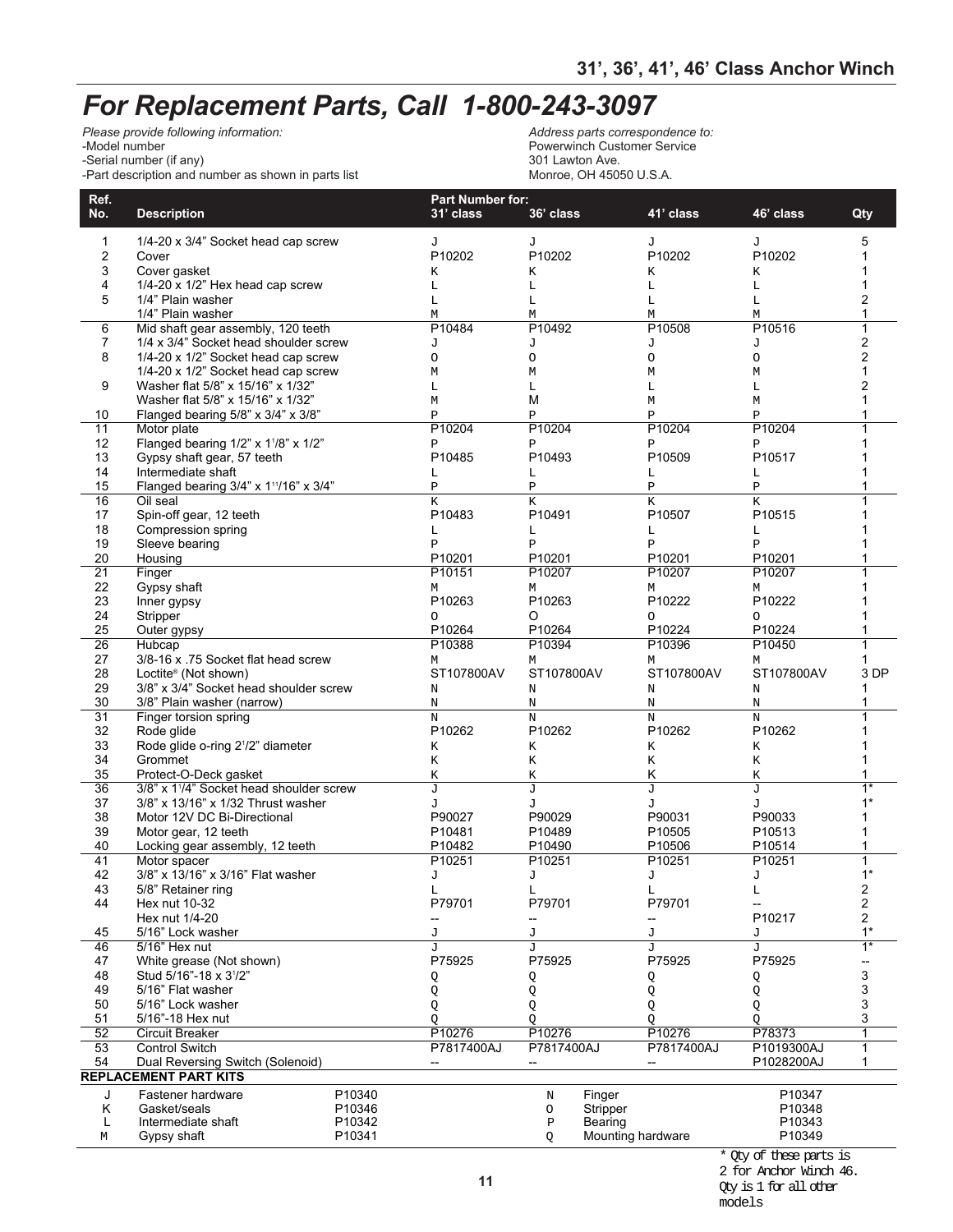# For Replacement Parts, Call 1-800-243-3097

*Please provide following information:*
-Model number
-Serial number (if any)
-Part description and number as shown in parts list

*Address parts correspondence to:*
Powerwinch Customer Service
301 Lawton Ave.
Monroe, OH 45050 U.S.A.

| Ref. No. | Description | Part Number for: 31' class | 36' class | 41' class | 46' class | Qty |
|---|---|---|---|---|---|---|
| 1 | 1/4-20 x 3/4" Socket head cap screw | J | J | J | J | 5 |
| 2 | Cover | P10202 | P10202 | P10202 | P10202 | 1 |
| 3 | Cover gasket | K | K | K | K | 1 |
| 4 | 1/4-20 x 1/2" Hex head cap screw | L | L | L | L | 1 |
| 5 | 1/4" Plain washer | L | L | L | L | 2 |
| | 1/4" Plain washer | M | M | M | M | 1 |
| 6 | Mid shaft gear assembly, 120 teeth | P10484 | P10492 | P10508 | P10516 | 1 |
| 7 | 1/4 x 3/4" Socket head shoulder screw | J | J | J | J | 2 |
| 8 | 1/4-20 x 1/2" Socket head cap screw | O | O | O | O | 2 |
| | 1/4-20 x 1/2" Socket head cap screw | M | M | M | M | 1 |
| 9 | Washer flat 5/8" x 15/16" x 1/32" | L | L | L | L | 2 |
| | Washer flat 5/8" x 15/16" x 1/32" | M | M | M | M | 1 |
| 10 | Flanged bearing 5/8" x 3/4" x 3/8" | P | P | P | P | 1 |
| 11 | Motor plate | P10204 | P10204 | P10204 | P10204 | 1 |
| 12 | Flanged bearing 1/2" x 1-1/8" x 1/2" | P | P | P | P | 1 |
| 13 | Gypsy shaft gear, 57 teeth | P10485 | P10493 | P10509 | P10517 | 1 |
| 14 | Intermediate shaft | L | L | L | L | 1 |
| 15 | Flanged bearing 3/4" x 1-11/16" x 3/4" | P | P | P | P | 1 |
| 16 | Oil seal | K | K | K | K | 1 |
| 17 | Spin-off gear, 12 teeth | P10483 | P10491 | P10507 | P10515 | 1 |
| 18 | Compression spring | L | L | L | L | 1 |
| 19 | Sleeve bearing | P | P | P | P | 1 |
| 20 | Housing | P10201 | P10201 | P10201 | P10201 | 1 |
| 21 | Finger | P10151 | P10207 | P10207 | P10207 | 1 |
| 22 | Gypsy shaft | M | M | M | M | 1 |
| 23 | Inner gypsy | P10263 | P10263 | P10222 | P10222 | 1 |
| 24 | Stripper | O | O | O | O | 1 |
| 25 | Outer gypsy | P10264 | P10264 | P10224 | P10224 | 1 |
| 26 | Hubcap | P10388 | P10394 | P10396 | P10450 | 1 |
| 27 | 3/8-16 x .75 Socket flat head screw | M | M | M | M | 1 |
| 28 | Loctite® (Not shown) | ST107800AV | ST107800AV | ST107800AV | ST107800AV | 3 DP |
| 29 | 3/8" x 3/4" Socket head shoulder screw | N | N | N | N | 1 |
| 30 | 3/8" Plain washer (narrow) | N | N | N | N | 1 |
| 31 | Finger torsion spring | N | N | N | N | 1 |
| 32 | Rode glide | P10262 | P10262 | P10262 | P10262 | 1 |
| 33 | Rode glide o-ring 2-1/2" diameter | K | K | K | K | 1 |
| 34 | Grommet | K | K | K | K | 1 |
| 35 | Protect-O-Deck gasket | K | K | K | K | 1 |
| 36 | 3/8" x 1-1/4" Socket head shoulder screw | J | J | J | J | 1* |
| 37 | 3/8" x 13/16" x 1/32 Thrust washer | J | J | J | J | 1* |
| 38 | Motor 12V DC Bi-Directional | P90027 | P90029 | P90031 | P90033 | 1 |
| 39 | Motor gear, 12 teeth | P10481 | P10489 | P10505 | P10513 | 1 |
| 40 | Locking gear assembly, 12 teeth | P10482 | P10490 | P10506 | P10514 | 1 |
| 41 | Motor spacer | P10251 | P10251 | P10251 | P10251 | 1 |
| 42 | 3/8" x 13/16" x 3/16" Flat washer | J | J | J | J | 1* |
| 43 | 5/8" Retainer ring | L | L | L | L | 2 |
| 44 | Hex nut 10-32 | P79701 | P79701 | P79701 | -- | 2 |
| | Hex nut 1/4-20 | -- | -- | -- | P10217 | 2 |
| 45 | 5/16" Lock washer | J | J | J | J | 1* |
| 46 | 5/16" Hex nut | J | J | J | J | 1* |
| 47 | White grease (Not shown) | P75925 | P75925 | P75925 | P75925 | -- |
| 48 | Stud 5/16"-18 x 3-1/2" | Q | Q | Q | Q | 3 |
| 49 | 5/16" Flat washer | Q | Q | Q | Q | 3 |
| 50 | 5/16" Lock washer | Q | Q | Q | Q | 3 |
| 51 | 5/16"-18 Hex nut | Q | Q | Q | Q | 3 |
| 52 | Circuit Breaker | P10276 | P10276 | P10276 | P78373 | 1 |
| 53 | Control Switch | P7817400AJ | P7817400AJ | P7817400AJ | P1019300AJ | 1 |
| 54 | Dual Reversing Switch (Solenoid) | -- | -- | -- | P1028200AJ | 1 |

**REPLACEMENT PART KITS**

| Kit | Description | Part No. | Kit | Description | Part No. |
|---|---|---|---|---|---|
| J | Fastener hardware | P10340 | N | Finger | P10347 |
| K | Gasket/seals | P10346 | O | Stripper | P10348 |
| L | Intermediate shaft | P10342 | P | Bearing | P10343 |
| M | Gypsy shaft | P10341 | Q | Mounting hardware | P10349 |

\* Qty of these parts is 2 for Anchor Winch 46. Qty is 1 for all other models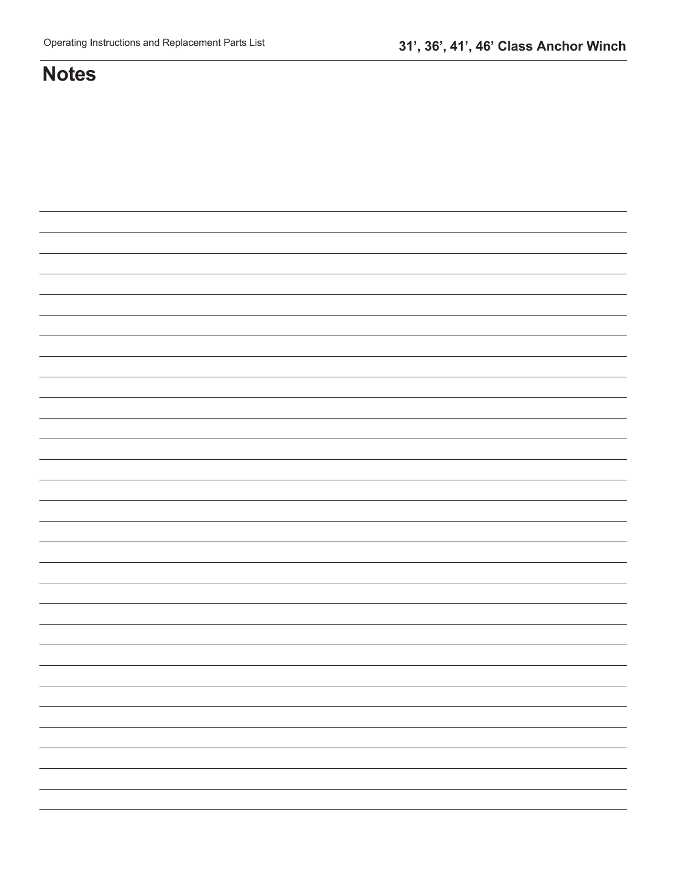# Notes